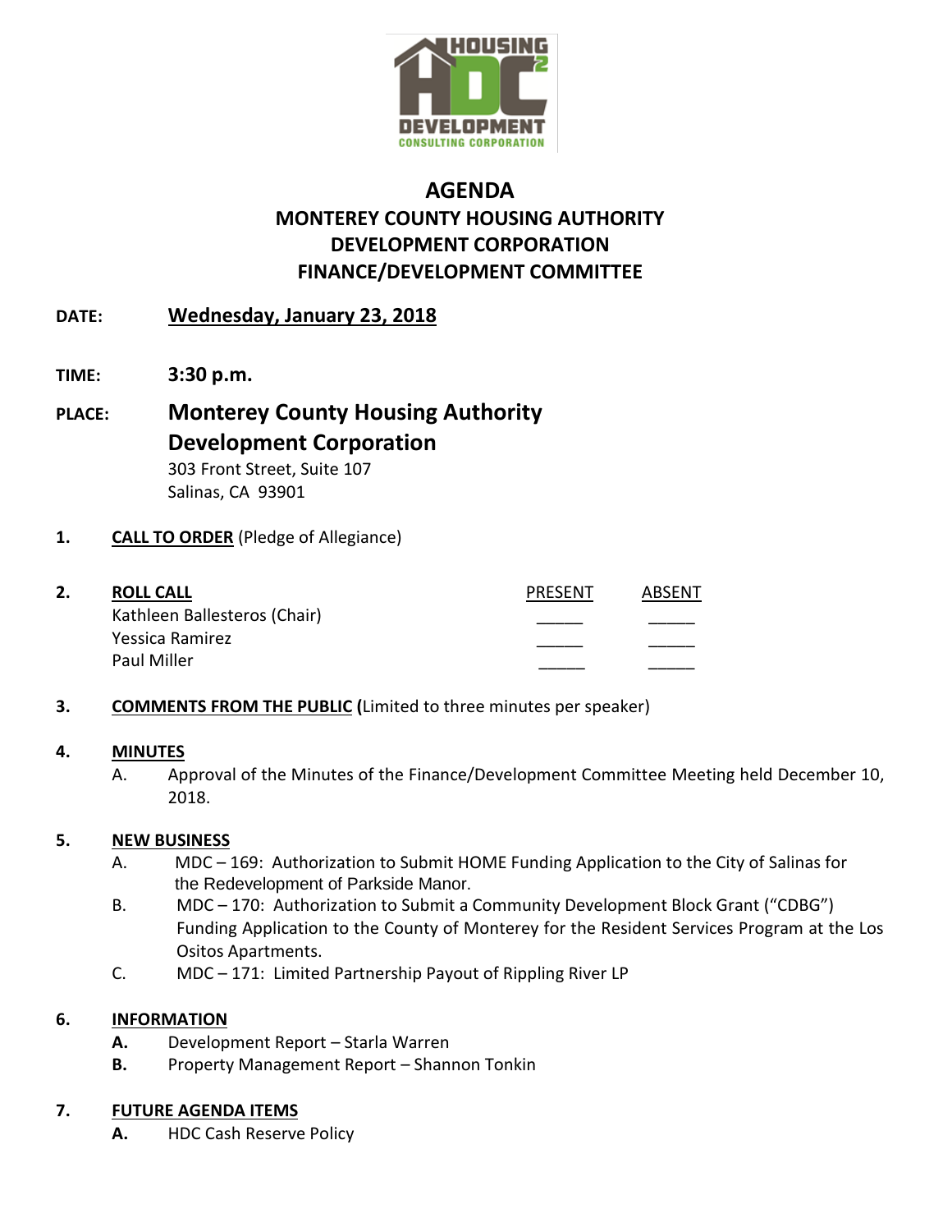# AGENDA
## MONTEREY COUNTY HOUSING AUTHORITY DEVELOPMENT CORPORATION FINANCE/DEVELOPMENT COMMITTEE

**DATE:** **Wednesday, January 23, 2018**

**TIME:** **3:30 p.m.**

**PLACE:** **Monterey County Housing Authority Development Corporation**
303 Front Street, Suite 107
Salinas, CA 93901

**1. CALL TO ORDER** (Pledge of Allegiance)

**2. ROLL CALL**

| | PRESENT | ABSENT |
|---|---|---|
| Kathleen Ballesteros (Chair) | _____ | _____ |
| Yessica Ramirez | _____ | _____ |
| Paul Miller | _____ | _____ |

**3. COMMENTS FROM THE PUBLIC (**Limited to three minutes per speaker)

**4. MINUTES**

A. Approval of the Minutes of the Finance/Development Committee Meeting held December 10, 2018.

**5. NEW BUSINESS**

A. MDC – 169: Authorization to Submit HOME Funding Application to the City of Salinas for the Redevelopment of Parkside Manor.

B. MDC – 170: Authorization to Submit a Community Development Block Grant ("CDBG") Funding Application to the County of Monterey for the Resident Services Program at the Los Ositos Apartments.

C. MDC – 171: Limited Partnership Payout of Rippling River LP

**6. INFORMATION**

**A.** Development Report – Starla Warren

**B.** Property Management Report – Shannon Tonkin

**7. FUTURE AGENDA ITEMS**

**A.** HDC Cash Reserve Policy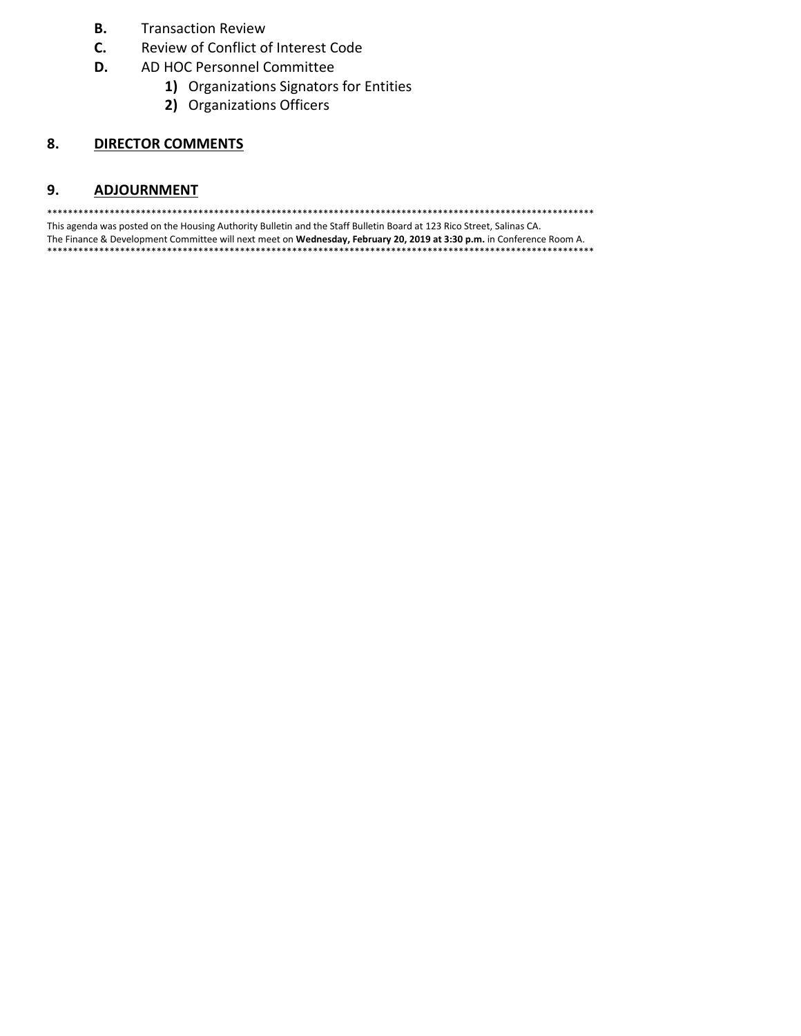**B.** Transaction Review

**C.** Review of Conflict of Interest Code

**D.** AD HOC Personnel Committee

**1)** Organizations Signators for Entities

**2)** Organizations Officers

## 8. DIRECTOR COMMENTS

## 9. ADJOURNMENT

**********************************************************************************************************

This agenda was posted on the Housing Authority Bulletin and the Staff Bulletin Board at 123 Rico Street, Salinas CA.

The Finance & Development Committee will next meet on **Wednesday, February 20, 2019 at 3:30 p.m.** in Conference Room A.

**********************************************************************************************************